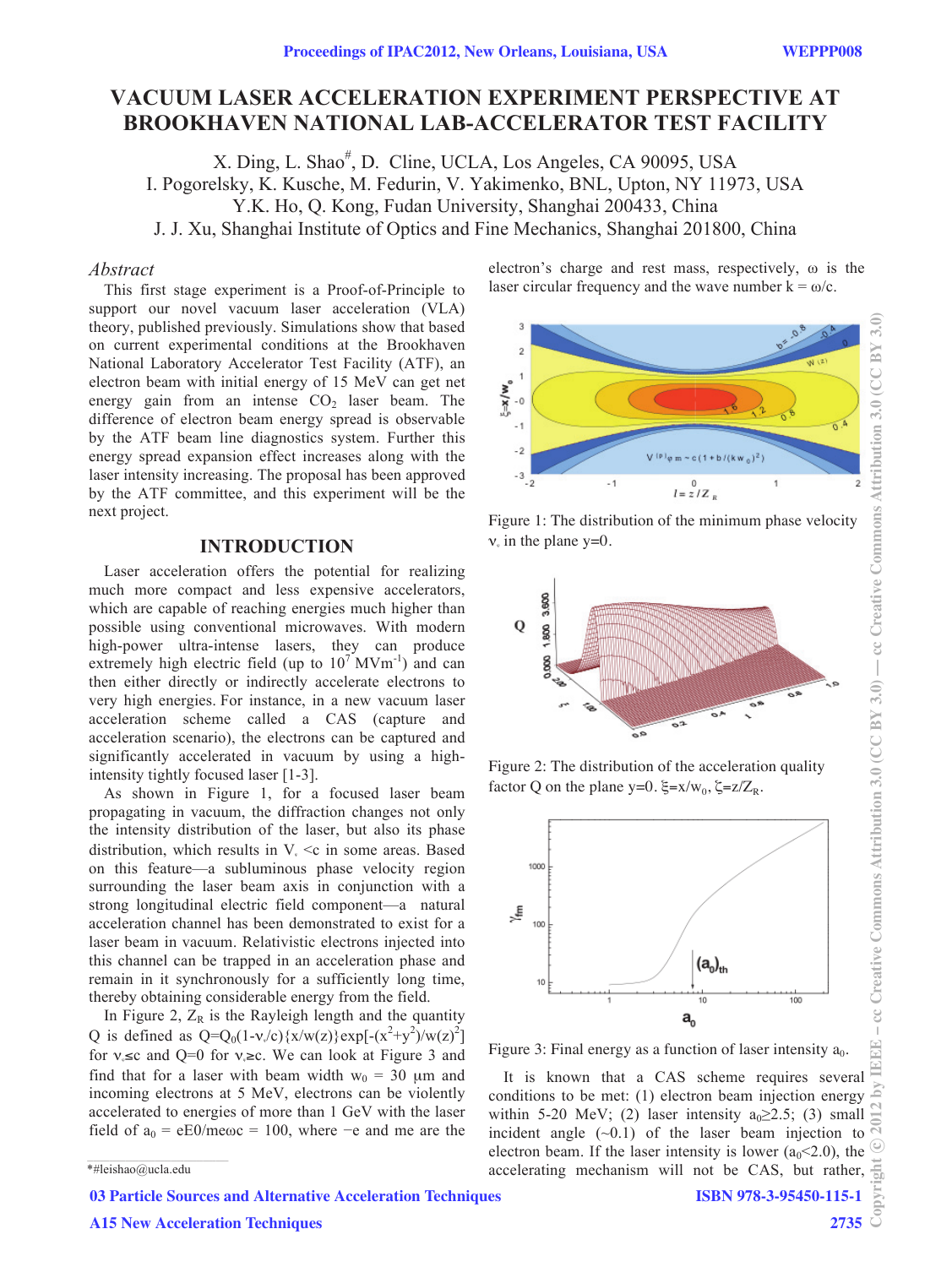# VACUUM LASER ACCELERATION EXPERIMENT PERSPECTIVE AT BROOKHAVEN NATIONAL LAB-ACCELERATOR TEST FACILITY

X. Ding, L. Shao[#], D. Cline, UCLA, Los Angeles, CA 90095, USA
I. Pogorelsky, K. Kusche, M. Fedurin, V. Yakimenko, BNL, Upton, NY 11973, USA
Y.K. Ho, Q. Kong, Fudan University, Shanghai 200433, China
J. J. Xu, Shanghai Institute of Optics and Fine Mechanics, Shanghai 201800, China

## Abstract

This first stage experiment is a Proof-of-Principle to support our novel vacuum laser acceleration (VLA) theory, published previously. Simulations show that based on current experimental conditions at the Brookhaven National Laboratory Accelerator Test Facility (ATF), an electron beam with initial energy of 15 MeV can get net energy gain from an intense $CO_2$ laser beam. The difference of electron beam energy spread is observable by the ATF beam line diagnostics system. Further this energy spread expansion effect increases along with the laser intensity increasing. The proposal has been approved by the ATF committee, and this experiment will be the next project.

## INTRODUCTION

Laser acceleration offers the potential for realizing much more compact and less expensive accelerators, which are capable of reaching energies much higher than possible using conventional microwaves. With modern high-power ultra-intense lasers, they can produce extremely high electric field (up to $10^7$ MVm$^{-1}$) and can then either directly or indirectly accelerate electrons to very high energies. For instance, in a new vacuum laser acceleration scheme called a CAS (capture and acceleration scenario), the electrons can be captured and significantly accelerated in vacuum by using a high-intensity tightly focused laser [1-3].

As shown in Figure 1, for a focused laser beam propagating in vacuum, the diffraction changes not only the intensity distribution of the laser, but also its phase distribution, which results in $V_\varphi < c$ in some areas. Based on this feature—a subluminous phase velocity region surrounding the laser beam axis in conjunction with a strong longitudinal electric field component—a natural acceleration channel has been demonstrated to exist for a laser beam in vacuum. Relativistic electrons injected into this channel can be trapped in an acceleration phase and remain in it synchronously for a sufficiently long time, thereby obtaining considerable energy from the field.

In Figure 2, $Z_R$ is the Rayleigh length and the quantity Q is defined as $Q=Q_0(1-v_\varphi/c)\{x/w(z)\}\exp[-(x^2+y^2)/w(z)^2]$ for $v_\varphi \le c$ and Q=0 for $v_\varphi \ge c$. We can look at Figure 3 and find that for a laser with beam width $w_0$ = 30 μm and incoming electrons at 5 MeV, electrons can be violently accelerated to energies of more than 1 GeV with the laser field of $a_0 = eE0/m_e\omega c = 100$, where −e and me are the electron's charge and rest mass, respectively, ω is the laser circular frequency and the wave number k = ω/c.

Figure 1: The distribution of the minimum phase velocity $v_\varphi$ in the plane y=0.

Figure 2: The distribution of the acceleration quality factor Q on the plane y=0. $\xi=x/w_0$, $\zeta=z/Z_R$.

Figure 3: Final energy as a function of laser intensity $a_0$.

It is known that a CAS scheme requires several conditions to be met: (1) electron beam injection energy within 5-20 MeV; (2) laser intensity $a_0 \ge 2.5$; (3) small incident angle (~0.1) of the laser beam injection to electron beam. If the laser intensity is lower ($a_0 < 2.0$), the accelerating mechanism will not be CAS, but rather,

*#leishao@ucla.edu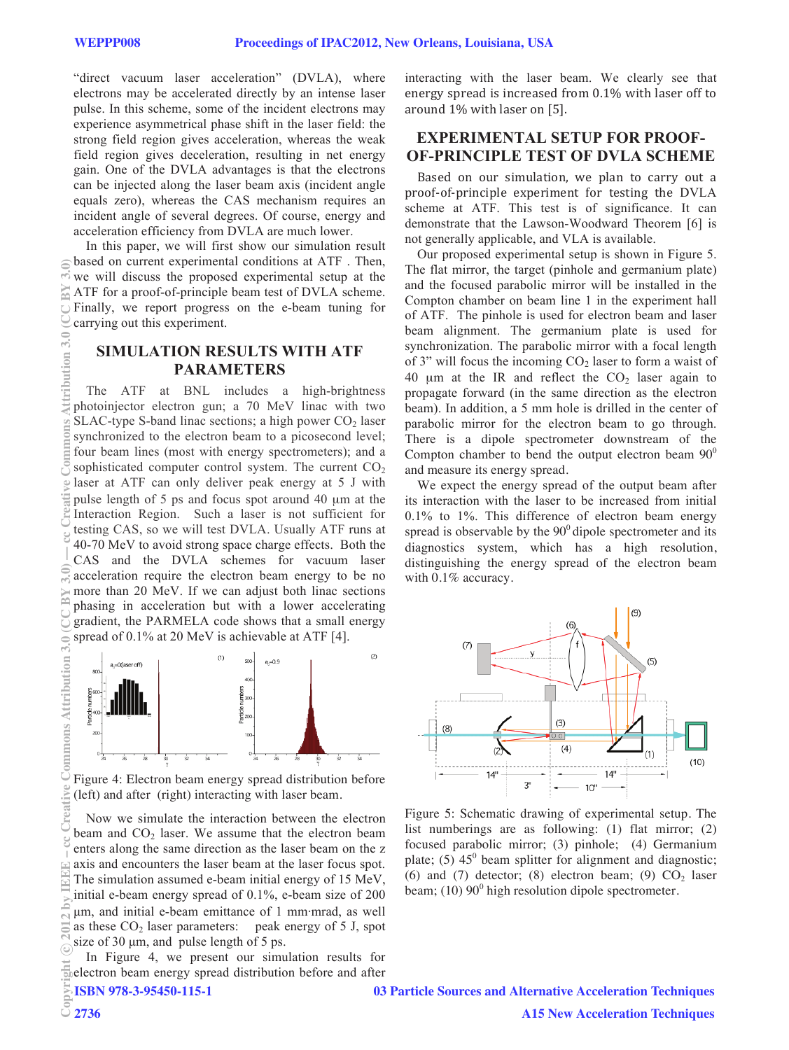"direct vacuum laser acceleration" (DVLA), where electrons may be accelerated directly by an intense laser pulse. In this scheme, some of the incident electrons may experience asymmetrical phase shift in the laser field: the strong field region gives acceleration, whereas the weak field region gives deceleration, resulting in net energy gain. One of the DVLA advantages is that the electrons can be injected along the laser beam axis (incident angle equals zero), whereas the CAS mechanism requires an incident angle of several degrees. Of course, energy and acceleration efficiency from DVLA are much lower.

In this paper, we will first show our simulation result based on current experimental conditions at ATF . Then, we will discuss the proposed experimental setup at the ATF for a proof-of-principle beam test of DVLA scheme. Finally, we report progress on the e-beam tuning for carrying out this experiment.

## SIMULATION RESULTS WITH ATF PARAMETERS

The ATF at BNL includes a high-brightness photoinjector electron gun; a 70 MeV linac with two SLAC-type S-band linac sections; a high power $CO_2$ laser synchronized to the electron beam to a picosecond level; four beam lines (most with energy spectrometers); and a sophisticated computer control system. The current $CO_2$ laser at ATF can only deliver peak energy at 5 J with pulse length of 5 ps and focus spot around 40 μm at the Interaction Region. Such a laser is not sufficient for testing CAS, so we will test DVLA. Usually ATF runs at 40-70 MeV to avoid strong space charge effects. Both the CAS and the DVLA schemes for vacuum laser acceleration require the electron beam energy to be no more than 20 MeV. If we can adjust both linac sections phasing in acceleration but with a lower accelerating gradient, the PARMELA code shows that a small energy spread of 0.1% at 20 MeV is achievable at ATF [4].

Figure 4: Electron beam energy spread distribution before (left) and after (right) interacting with laser beam.

Now we simulate the interaction between the electron beam and $CO_2$ laser. We assume that the electron beam enters along the same direction as the laser beam on the z axis and encounters the laser beam at the laser focus spot. The simulation assumed e-beam initial energy of 15 MeV, initial e-beam energy spread of 0.1%, e-beam size of 200 μm, and initial e-beam emittance of 1 mm·mrad, as well as these $CO_2$ laser parameters: peak energy of 5 J, spot size of 30 μm, and pulse length of 5 ps.

In Figure 4, we present our simulation results for electron beam energy spread distribution before and after interacting with the laser beam. We clearly see that energy spread is increased from 0.1% with laser off to around 1% with laser on [5].

## EXPERIMENTAL SETUP FOR PROOF-OF-PRINCIPLE TEST OF DVLA SCHEME

Based on our simulation, we plan to carry out a proof-of-principle experiment for testing the DVLA scheme at ATF. This test is of significance. It can demonstrate that the Lawson-Woodward Theorem [6] is not generally applicable, and VLA is available.

Our proposed experimental setup is shown in Figure 5. The flat mirror, the target (pinhole and germanium plate) and the focused parabolic mirror will be installed in the Compton chamber on beam line 1 in the experiment hall of ATF. The pinhole is used for electron beam and laser beam alignment. The germanium plate is used for synchronization. The parabolic mirror with a focal length of 3" will focus the incoming $CO_2$ laser to form a waist of 40 μm at the IR and reflect the $CO_2$ laser again to propagate forward (in the same direction as the electron beam). In addition, a 5 mm hole is drilled in the center of parabolic mirror for the electron beam to go through. There is a dipole spectrometer downstream of the Compton chamber to bend the output electron beam $90^0$ and measure its energy spread.

We expect the energy spread of the output beam after its interaction with the laser to be increased from initial 0.1% to 1%. This difference of electron beam energy spread is observable by the $90^0$ dipole spectrometer and its diagnostics system, which has a high resolution, distinguishing the energy spread of the electron beam with 0.1% accuracy.

Figure 5: Schematic drawing of experimental setup. The list numberings are as following: (1) flat mirror; (2) focused parabolic mirror; (3) pinhole; (4) Germanium plate; (5) $45^0$ beam splitter for alignment and diagnostic; (6) and (7) detector; (8) electron beam; (9) $CO_2$ laser beam; (10) $90^0$ high resolution dipole spectrometer.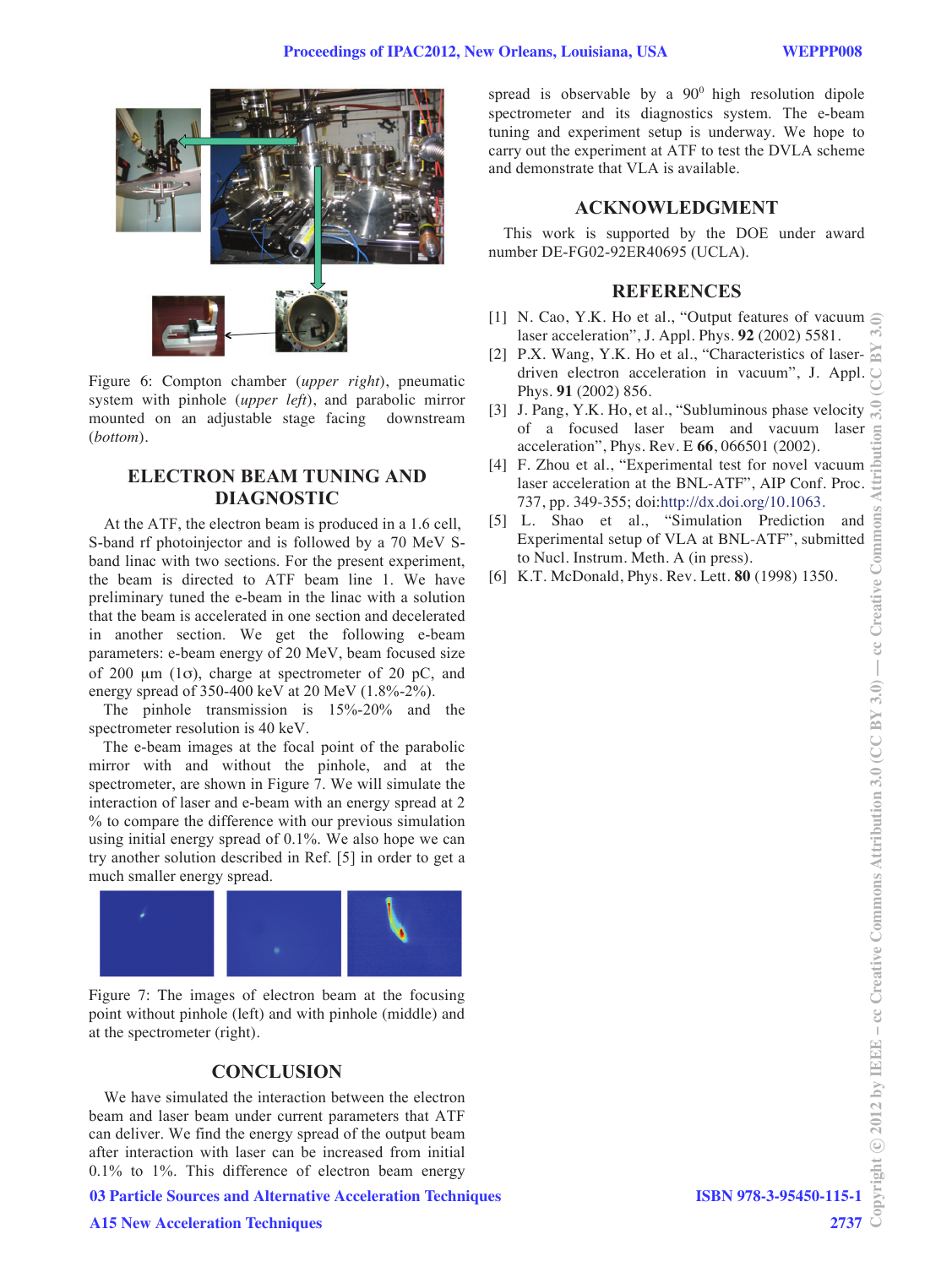Figure 6: Compton chamber (*upper right*), pneumatic system with pinhole (*upper left*), and parabolic mirror mounted on an adjustable stage facing downstream (*bottom*).

## ELECTRON BEAM TUNING AND DIAGNOSTIC

At the ATF, the electron beam is produced in a 1.6 cell, S-band rf photoinjector and is followed by a 70 MeV S-band linac with two sections. For the present experiment, the beam is directed to ATF beam line 1. We have preliminary tuned the e-beam in the linac with a solution that the beam is accelerated in one section and decelerated in another section. We get the following e-beam parameters: e-beam energy of 20 MeV, beam focused size of 200 μm (1σ), charge at spectrometer of 20 pC, and energy spread of 350-400 keV at 20 MeV (1.8%-2%).

The pinhole transmission is 15%-20% and the spectrometer resolution is 40 keV.

The e-beam images at the focal point of the parabolic mirror with and without the pinhole, and at the spectrometer, are shown in Figure 7. We will simulate the interaction of laser and e-beam with an energy spread at 2 % to compare the difference with our previous simulation using initial energy spread of 0.1%. We also hope we can try another solution described in Ref. [5] in order to get a much smaller energy spread.

Figure 7: The images of electron beam at the focusing point without pinhole (left) and with pinhole (middle) and at the spectrometer (right).

## CONCLUSION

We have simulated the interaction between the electron beam and laser beam under current parameters that ATF can deliver. We find the energy spread of the output beam after interaction with laser can be increased from initial 0.1% to 1%. This difference of electron beam energy spread is observable by a $90^0$ high resolution dipole spectrometer and its diagnostics system. The e-beam tuning and experiment setup is underway. We hope to carry out the experiment at ATF to test the DVLA scheme and demonstrate that VLA is available.

## ACKNOWLEDGMENT

This work is supported by the DOE under award number DE-FG02-92ER40695 (UCLA).

## REFERENCES

[1] N. Cao, Y.K. Ho et al., "Output features of vacuum laser acceleration", J. Appl. Phys. **92** (2002) 5581.

[2] P.X. Wang, Y.K. Ho et al., "Characteristics of laser-driven electron acceleration in vacuum", J. Appl. Phys. **91** (2002) 856.

[3] J. Pang, Y.K. Ho, et al., "Subluminous phase velocity of a focused laser beam and vacuum laser acceleration", Phys. Rev. E **66**, 066501 (2002).

[4] F. Zhou et al., "Experimental test for novel vacuum laser acceleration at the BNL-ATF", AIP Conf. Proc. 737, pp. 349-355; doi:http://dx.doi.org/10.1063.

[5] L. Shao et al., "Simulation Prediction and Experimental setup of VLA at BNL-ATF", submitted to Nucl. Instrum. Meth. A (in press).

[6] K.T. McDonald, Phys. Rev. Lett. **80** (1998) 1350.